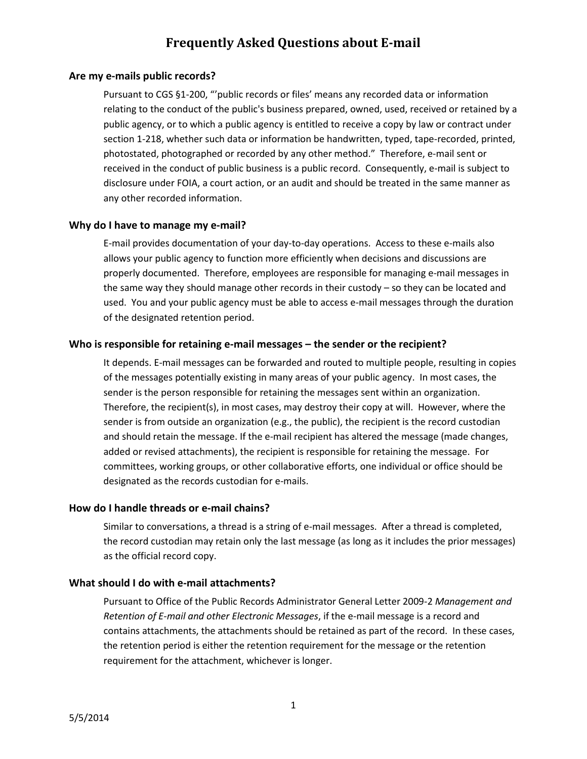# Frequently Asked Questions about E-mail

### Are my e-mails public records?

Pursuant to CGS §1-200, "'public records or files' means any recorded data or information relating to the conduct of the public's business prepared, owned, used, received or retained by a public agency, or to which a public agency is entitled to receive a copy by law or contract under section 1-218, whether such data or information be handwritten, typed, tape-recorded, printed, photostated, photographed or recorded by any other method." Therefore, e-mail sent or received in the conduct of public business is a public record. Consequently, e-mail is subject to disclosure under FOIA, a court action, or an audit and should be treated in the same manner as any other recorded information.

### Why do I have to manage my e-mail?

E-mail provides documentation of your day-to-day operations. Access to these e-mails also allows your public agency to function more efficiently when decisions and discussions are properly documented. Therefore, employees are responsible for managing e-mail messages in the same way they should manage other records in their custody – so they can be located and used. You and your public agency must be able to access e-mail messages through the duration of the designated retention period.

### Who is responsible for retaining e-mail messages – the sender or the recipient?

It depends. E-mail messages can be forwarded and routed to multiple people, resulting in copies of the messages potentially existing in many areas of your public agency. In most cases, the sender is the person responsible for retaining the messages sent within an organization. Therefore, the recipient(s), in most cases, may destroy their copy at will. However, where the sender is from outside an organization (e.g., the public), the recipient is the record custodian and should retain the message. If the e-mail recipient has altered the message (made changes, added or revised attachments), the recipient is responsible for retaining the message. For committees, working groups, or other collaborative efforts, one individual or office should be designated as the records custodian for e-mails.

### How do I handle threads or e-mail chains?

Similar to conversations, a thread is a string of e-mail messages. After a thread is completed, the record custodian may retain only the last message (as long as it includes the prior messages) as the official record copy.

### What should I do with e-mail attachments?

Pursuant to Office of the Public Records Administrator General Letter 2009-2 *Management and Retention of E-mail and other Electronic Messages*, if the e-mail message is a record and contains attachments, the attachments should be retained as part of the record. In these cases, the retention period is either the retention requirement for the message or the retention requirement for the attachment, whichever is longer.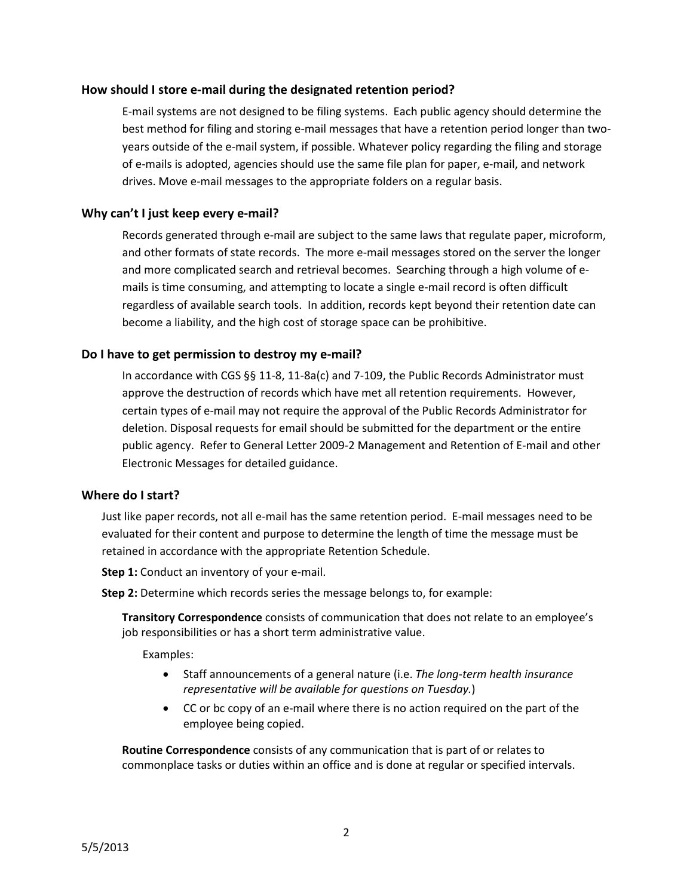### How should I store e-mail during the designated retention period?

E-mail systems are not designed to be filing systems. Each public agency should determine the best method for filing and storing e-mail messages that have a retention period longer than two-years outside of the e-mail system, if possible. Whatever policy regarding the filing and storage of e-mails is adopted, agencies should use the same file plan for paper, e-mail, and network drives. Move e-mail messages to the appropriate folders on a regular basis.

### Why can't I just keep every e-mail?

Records generated through e-mail are subject to the same laws that regulate paper, microform, and other formats of state records. The more e-mail messages stored on the server the longer and more complicated search and retrieval becomes. Searching through a high volume of e-mails is time consuming, and attempting to locate a single e-mail record is often difficult regardless of available search tools. In addition, records kept beyond their retention date can become a liability, and the high cost of storage space can be prohibitive.

### Do I have to get permission to destroy my e-mail?

In accordance with CGS §§ 11-8, 11-8a(c) and 7-109, the Public Records Administrator must approve the destruction of records which have met all retention requirements. However, certain types of e-mail may not require the approval of the Public Records Administrator for deletion. Disposal requests for email should be submitted for the department or the entire public agency. Refer to General Letter 2009-2 Management and Retention of E-mail and other Electronic Messages for detailed guidance.

### Where do I start?

Just like paper records, not all e-mail has the same retention period. E-mail messages need to be evaluated for their content and purpose to determine the length of time the message must be retained in accordance with the appropriate Retention Schedule.

**Step 1:** Conduct an inventory of your e-mail.

**Step 2:** Determine which records series the message belongs to, for example:

**Transitory Correspondence** consists of communication that does not relate to an employee's job responsibilities or has a short term administrative value.

Examples:

- Staff announcements of a general nature (i.e. *The long-term health insurance representative will be available for questions on Tuesday.*)
- CC or bc copy of an e-mail where there is no action required on the part of the employee being copied.

**Routine Correspondence** consists of any communication that is part of or relates to commonplace tasks or duties within an office and is done at regular or specified intervals.

5/5/2013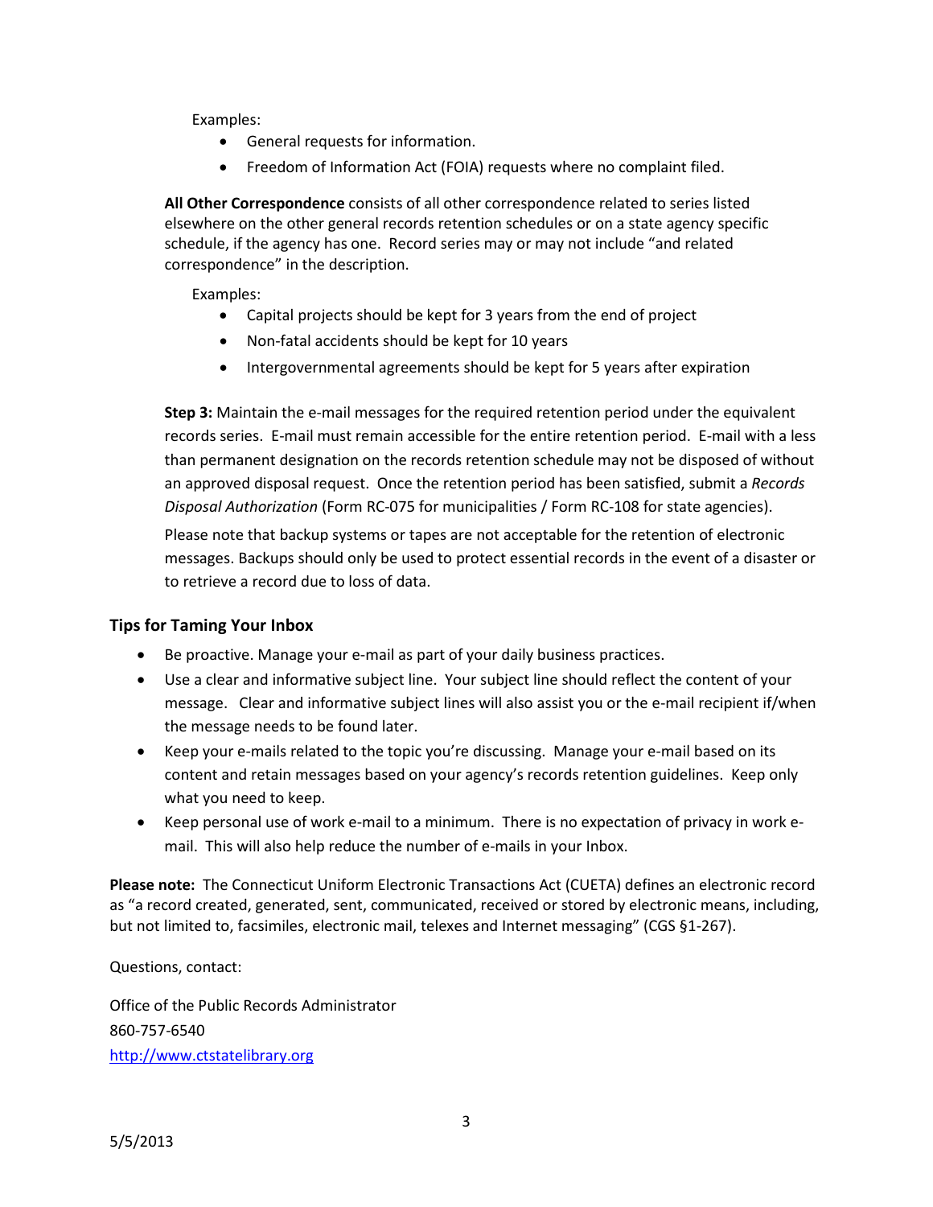Examples:

- General requests for information.
- Freedom of Information Act (FOIA) requests where no complaint filed.

**All Other Correspondence** consists of all other correspondence related to series listed elsewhere on the other general records retention schedules or on a state agency specific schedule, if the agency has one. Record series may or may not include "and related correspondence" in the description.

Examples:

- Capital projects should be kept for 3 years from the end of project
- Non-fatal accidents should be kept for 10 years
- Intergovernmental agreements should be kept for 5 years after expiration

**Step 3:** Maintain the e-mail messages for the required retention period under the equivalent records series. E-mail must remain accessible for the entire retention period. E-mail with a less than permanent designation on the records retention schedule may not be disposed of without an approved disposal request. Once the retention period has been satisfied, submit a *Records Disposal Authorization* (Form RC-075 for municipalities / Form RC-108 for state agencies).

Please note that backup systems or tapes are not acceptable for the retention of electronic messages. Backups should only be used to protect essential records in the event of a disaster or to retrieve a record due to loss of data.

## Tips for Taming Your Inbox

- Be proactive. Manage your e-mail as part of your daily business practices.
- Use a clear and informative subject line. Your subject line should reflect the content of your message. Clear and informative subject lines will also assist you or the e-mail recipient if/when the message needs to be found later.
- Keep your e-mails related to the topic you're discussing. Manage your e-mail based on its content and retain messages based on your agency's records retention guidelines. Keep only what you need to keep.
- Keep personal use of work e-mail to a minimum. There is no expectation of privacy in work e-mail. This will also help reduce the number of e-mails in your Inbox.

**Please note:** The Connecticut Uniform Electronic Transactions Act (CUETA) defines an electronic record as "a record created, generated, sent, communicated, received or stored by electronic means, including, but not limited to, facsimiles, electronic mail, telexes and Internet messaging" (CGS §1-267).

Questions, contact:

Office of the Public Records Administrator
860-757-6540
http://www.ctstatelibrary.org

5/5/2013